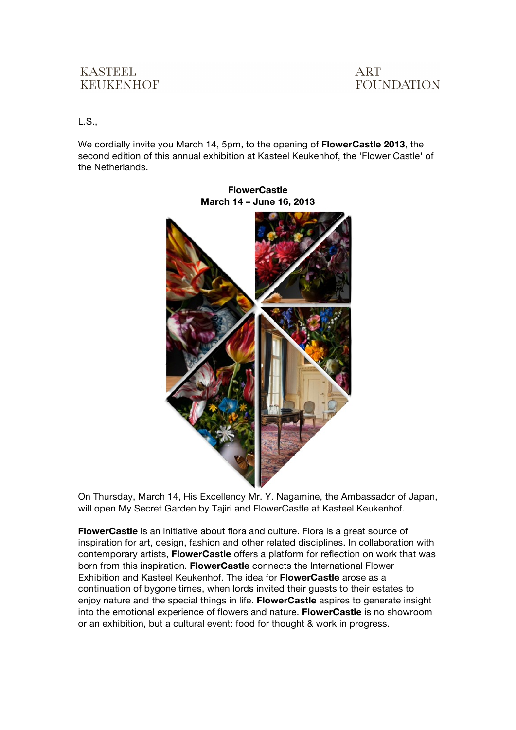KASTEEL KEUKENHOF

ART FOUNDATION

L.S.,

We cordially invite you March 14, 5pm, to the opening of **FlowerCastle 2013**, the second edition of this annual exhibition at Kasteel Keukenhof, the 'Flower Castle' of the Netherlands.

**FlowerCastle**
**March 14 – June 16, 2013**

On Thursday, March 14, His Excellency Mr. Y. Nagamine, the Ambassador of Japan, will open My Secret Garden by Tajiri and FlowerCastle at Kasteel Keukenhof.

**FlowerCastle** is an initiative about flora and culture. Flora is a great source of inspiration for art, design, fashion and other related disciplines. In collaboration with contemporary artists, **FlowerCastle** offers a platform for reflection on work that was born from this inspiration. **FlowerCastle** connects the International Flower Exhibition and Kasteel Keukenhof. The idea for **FlowerCastle** arose as a continuation of bygone times, when lords invited their guests to their estates to enjoy nature and the special things in life. **FlowerCastle** aspires to generate insight into the emotional experience of flowers and nature. **FlowerCastle** is no showroom or an exhibition, but a cultural event: food for thought & work in progress.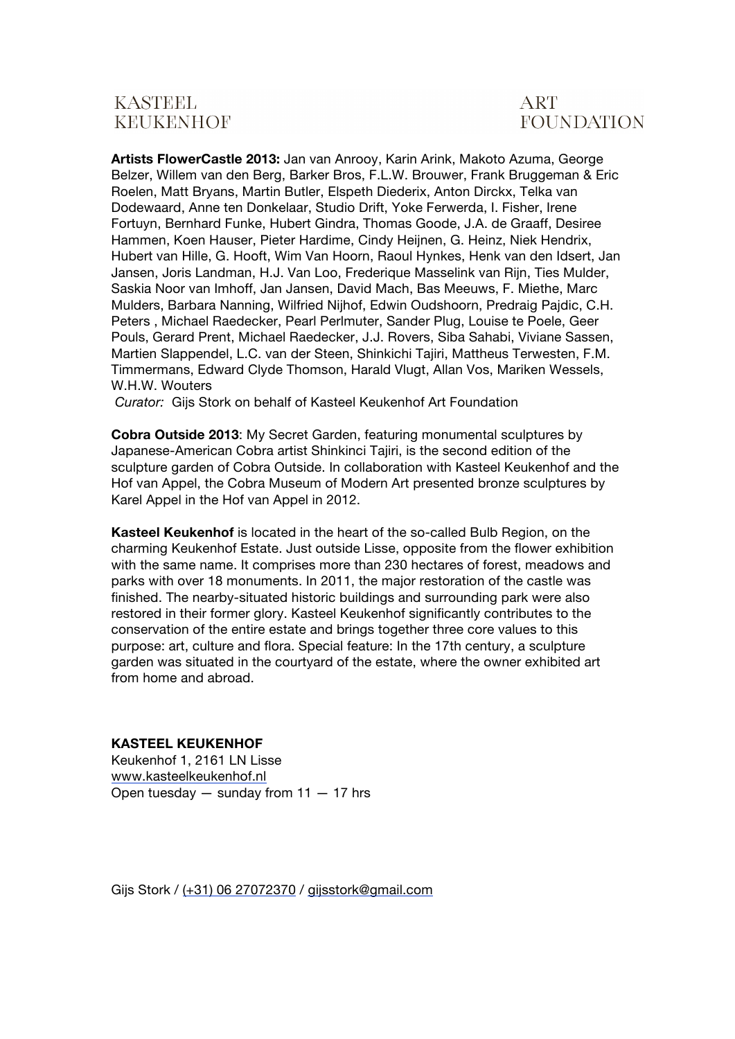KASTEEL KEUKENHOF ART FOUNDATION

**Artists FlowerCastle 2013:** Jan van Anrooy, Karin Arink, Makoto Azuma, George Belzer, Willem van den Berg, Barker Bros, F.L.W. Brouwer, Frank Bruggeman & Eric Roelen, Matt Bryans, Martin Butler, Elspeth Diederix, Anton Dirckx, Telka van Dodewaard, Anne ten Donkelaar, Studio Drift, Yoke Ferwerda, I. Fisher, Irene Fortuyn, Bernhard Funke, Hubert Gindra, Thomas Goode, J.A. de Graaff, Desiree Hammen, Koen Hauser, Pieter Hardime, Cindy Heijnen, G. Heinz, Niek Hendrix, Hubert van Hille, G. Hooft, Wim Van Hoorn, Raoul Hynkes, Henk van den Idsert, Jan Jansen, Joris Landman, H.J. Van Loo, Frederique Masselink van Rijn, Ties Mulder, Saskia Noor van Imhoff, Jan Jansen, David Mach, Bas Meeuws, F. Miethe, Marc Mulders, Barbara Nanning, Wilfried Nijhof, Edwin Oudshoorn, Predraig Pajdic, C.H. Peters , Michael Raedecker, Pearl Perlmuter, Sander Plug, Louise te Poele, Geer Pouls, Gerard Prent, Michael Raedecker, J.J. Rovers, Siba Sahabi, Viviane Sassen, Martien Slappendel, L.C. van der Steen, Shinkichi Tajiri, Mattheus Terwesten, F.M. Timmermans, Edward Clyde Thomson, Harald Vlugt, Allan Vos, Mariken Wessels, W.H.W. Wouters

*Curator:* Gijs Stork on behalf of Kasteel Keukenhof Art Foundation

**Cobra Outside 2013**: My Secret Garden, featuring monumental sculptures by Japanese-American Cobra artist Shinkinci Tajiri, is the second edition of the sculpture garden of Cobra Outside. In collaboration with Kasteel Keukenhof and the Hof van Appel, the Cobra Museum of Modern Art presented bronze sculptures by Karel Appel in the Hof van Appel in 2012.

**Kasteel Keukenhof** is located in the heart of the so-called Bulb Region, on the charming Keukenhof Estate. Just outside Lisse, opposite from the flower exhibition with the same name. It comprises more than 230 hectares of forest, meadows and parks with over 18 monuments. In 2011, the major restoration of the castle was finished. The nearby-situated historic buildings and surrounding park were also restored in their former glory. Kasteel Keukenhof significantly contributes to the conservation of the entire estate and brings together three core values to this purpose: art, culture and flora. Special feature: In the 17th century, a sculpture garden was situated in the courtyard of the estate, where the owner exhibited art from home and abroad.

**KASTEEL KEUKENHOF**
Keukenhof 1, 2161 LN Lisse
www.kasteelkeukenhof.nl
Open tuesday — sunday from 11 — 17 hrs

Gijs Stork / (+31) 06 27072370 / gijsstork@gmail.com